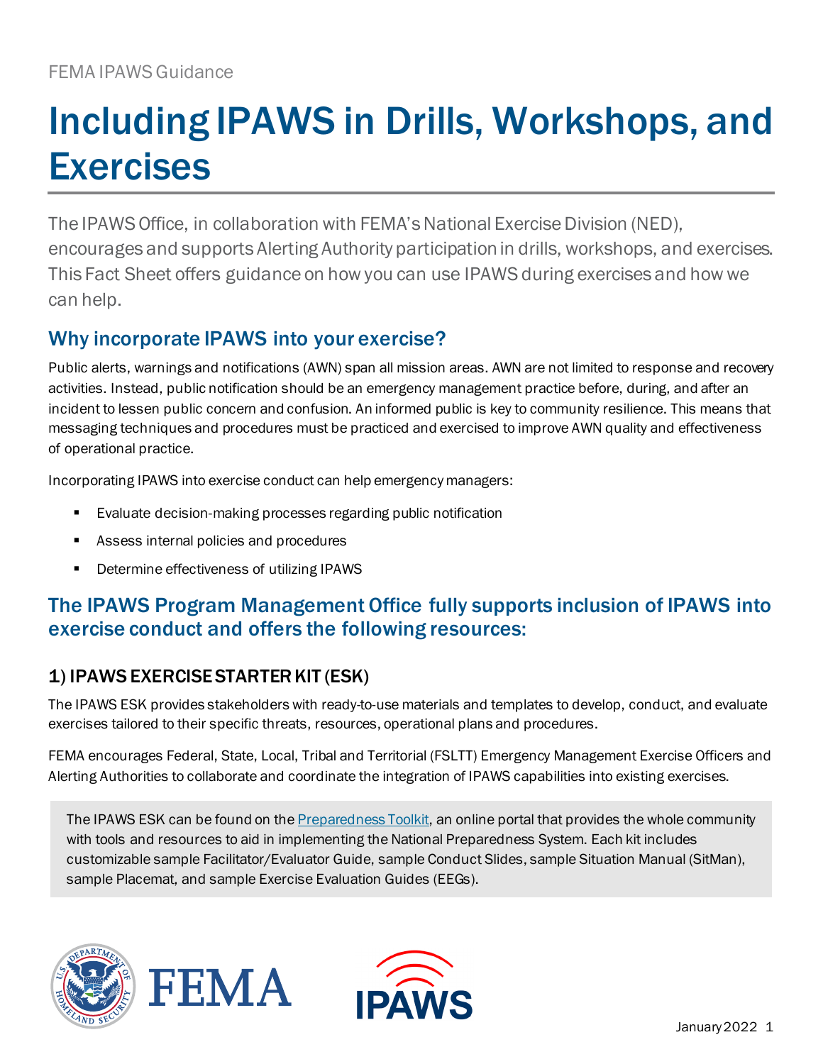FEMA IPAWS Guidance

# Including IPAWS in Drills, Workshops, and Exercises

The IPAWS Office, in collaboration with FEMA's National Exercise Division (NED), encourages and supports Alerting Authority participation in drills, workshops, and exercises. This Fact Sheet offers guidance on how you can use IPAWS during exercises and how we can help.

## Why incorporate IPAWS into your exercise?

Public alerts, warnings and notifications (AWN) span all mission areas. AWN are not limited to response and recovery activities. Instead, public notification should be an emergency management practice before, during, and after an incident to lessen public concern and confusion. An informed public is key to community resilience. This means that messaging techniques and procedures must be practiced and exercised to improve AWN quality and effectiveness of operational practice.

Incorporating IPAWS into exercise conduct can help emergency managers:

- Evaluate decision-making processes regarding public notification
- Assess internal policies and procedures
- Determine effectiveness of utilizing IPAWS

## The IPAWS Program Management Office fully supports inclusion of IPAWS into exercise conduct and offers the following resources:

### 1) IPAWS EXERCISE STARTER KIT (ESK)

The IPAWS ESK provides stakeholders with ready-to-use materials and templates to develop, conduct, and evaluate exercises tailored to their specific threats, resources, operational plans and procedures.

FEMA encourages Federal, State, Local, Tribal and Territorial (FSLTT) Emergency Management Exercise Officers and Alerting Authorities to collaborate and coordinate the integration of IPAWS capabilities into existing exercises.

The IPAWS ESK can be found on the Preparedness Toolkit, an online portal that provides the whole community with tools and resources to aid in implementing the National Preparedness System. Each kit includes customizable sample Facilitator/Evaluator Guide, sample Conduct Slides, sample Situation Manual (SitMan), sample Placemat, and sample Exercise Evaluation Guides (EEGs).

January 2022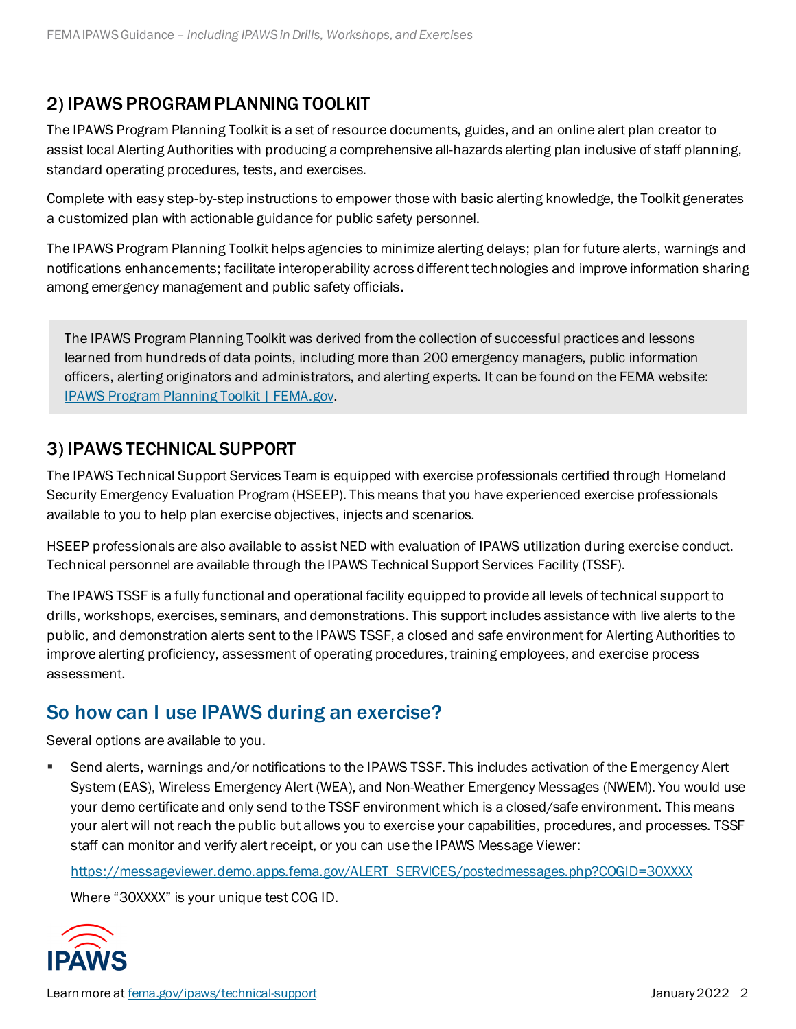## 2) IPAWS PROGRAM PLANNING TOOLKIT

The IPAWS Program Planning Toolkit is a set of resource documents, guides, and an online alert plan creator to assist local Alerting Authorities with producing a comprehensive all-hazards alerting plan inclusive of staff planning, standard operating procedures, tests, and exercises.

Complete with easy step-by-step instructions to empower those with basic alerting knowledge, the Toolkit generates a customized plan with actionable guidance for public safety personnel.

The IPAWS Program Planning Toolkit helps agencies to minimize alerting delays; plan for future alerts, warnings and notifications enhancements; facilitate interoperability across different technologies and improve information sharing among emergency management and public safety officials.

> The IPAWS Program Planning Toolkit was derived from the collection of successful practices and lessons learned from hundreds of data points, including more than 200 emergency managers, public information officers, alerting originators and administrators, and alerting experts. It can be found on the FEMA website: [IPAWS Program Planning Toolkit | FEMA.gov](IPAWS Program Planning Toolkit | FEMA.gov).

## 3) IPAWS TECHNICAL SUPPORT

The IPAWS Technical Support Services Team is equipped with exercise professionals certified through Homeland Security Emergency Evaluation Program (HSEEP). This means that you have experienced exercise professionals available to you to help plan exercise objectives, injects and scenarios.

HSEEP professionals are also available to assist NED with evaluation of IPAWS utilization during exercise conduct. Technical personnel are available through the IPAWS Technical Support Services Facility (TSSF).

The IPAWS TSSF is a fully functional and operational facility equipped to provide all levels of technical support to drills, workshops, exercises, seminars, and demonstrations. This support includes assistance with live alerts to the public, and demonstration alerts sent to the IPAWS TSSF, a closed and safe environment for Alerting Authorities to improve alerting proficiency, assessment of operating procedures, training employees, and exercise process assessment.

## So how can I use IPAWS during an exercise?

Several options are available to you.

- Send alerts, warnings and/or notifications to the IPAWS TSSF. This includes activation of the Emergency Alert System (EAS), Wireless Emergency Alert (WEA), and Non-Weather Emergency Messages (NWEM). You would use your demo certificate and only send to the TSSF environment which is a closed/safe environment. This means your alert will not reach the public but allows you to exercise your capabilities, procedures, and processes. TSSF staff can monitor and verify alert receipt, or you can use the IPAWS Message Viewer:

  https://messageviewer.demo.apps.fema.gov/ALERT_SERVICES/postedmessages.php?COGID=30XXXX

  Where "30XXXX" is your unique test COG ID.

Learn more at fema.gov/ipaws/technical-support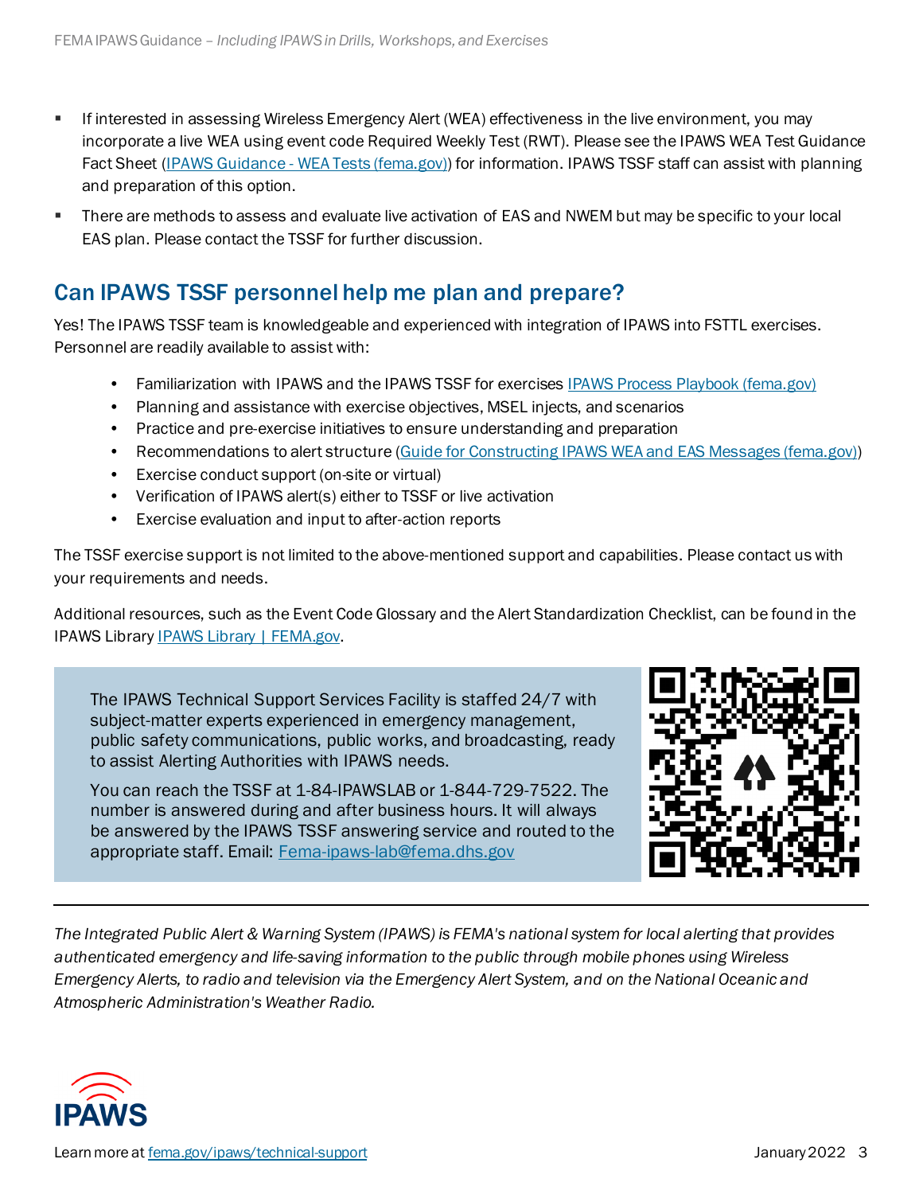- If interested in assessing Wireless Emergency Alert (WEA) effectiveness in the live environment, you may incorporate a live WEA using event code Required Weekly Test (RWT). Please see the IPAWS WEA Test Guidance Fact Sheet (IPAWS Guidance - WEA Tests (fema.gov)) for information. IPAWS TSSF staff can assist with planning and preparation of this option.
- There are methods to assess and evaluate live activation of EAS and NWEM but may be specific to your local EAS plan. Please contact the TSSF for further discussion.

## Can IPAWS TSSF personnel help me plan and prepare?

Yes! The IPAWS TSSF team is knowledgeable and experienced with integration of IPAWS into FSTTL exercises. Personnel are readily available to assist with:

- Familiarization with IPAWS and the IPAWS TSSF for exercises IPAWS Process Playbook (fema.gov)
- Planning and assistance with exercise objectives, MSEL injects, and scenarios
- Practice and pre-exercise initiatives to ensure understanding and preparation
- Recommendations to alert structure (Guide for Constructing IPAWS WEA and EAS Messages (fema.gov))
- Exercise conduct support (on-site or virtual)
- Verification of IPAWS alert(s) either to TSSF or live activation
- Exercise evaluation and input to after-action reports

The TSSF exercise support is not limited to the above-mentioned support and capabilities. Please contact us with your requirements and needs.

Additional resources, such as the Event Code Glossary and the Alert Standardization Checklist, can be found in the IPAWS Library IPAWS Library | FEMA.gov.

The IPAWS Technical Support Services Facility is staffed 24/7 with subject-matter experts experienced in emergency management, public safety communications, public works, and broadcasting, ready to assist Alerting Authorities with IPAWS needs.

You can reach the TSSF at 1-84-IPAWSLAB or 1-844-729-7522. The number is answered during and after business hours. It will always be answered by the IPAWS TSSF answering service and routed to the appropriate staff. Email: Fema-ipaws-lab@fema.dhs.gov

---

*The Integrated Public Alert & Warning System (IPAWS) is FEMA's national system for local alerting that provides authenticated emergency and life-saving information to the public through mobile phones using Wireless Emergency Alerts, to radio and television via the Emergency Alert System, and on the National Oceanic and Atmospheric Administration's Weather Radio.*

IPAWS

Learn more at fema.gov/ipaws/technical-support

January 2022